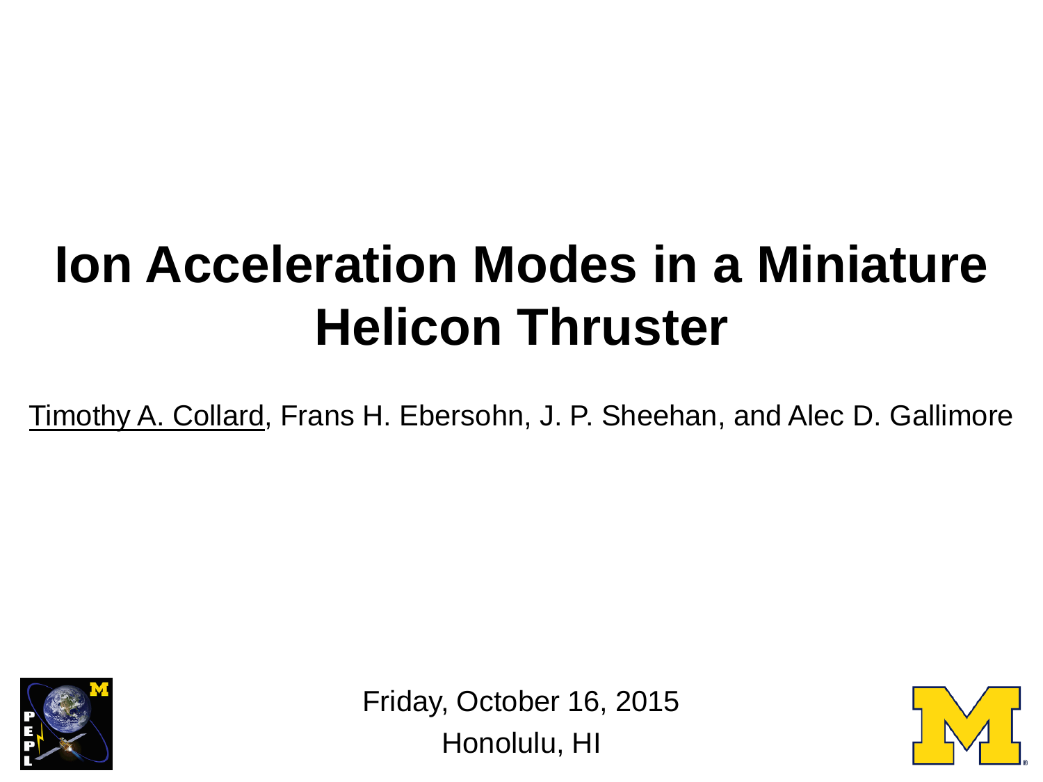# Ion Acceleration Modes in a Miniature Helicon Thruster

Timothy A. Collard, Frans H. Ebersohn, J. P. Sheehan, and Alec D. Gallimore

Friday, October 16, 2015

Honolulu, HI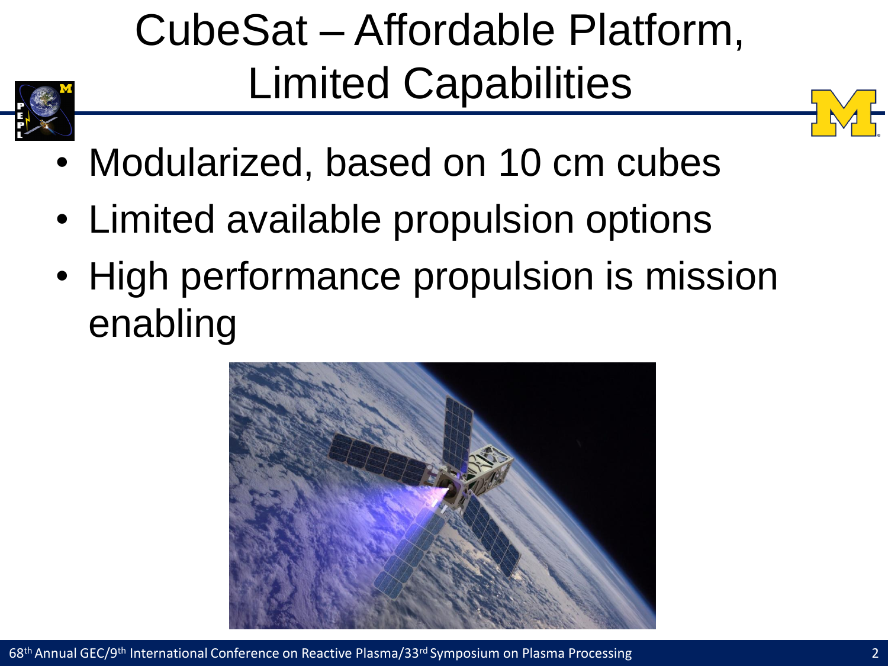# CubeSat – Affordable Platform, Limited Capabilities

- Modularized, based on 10 cm cubes
- Limited available propulsion options
- High performance propulsion is mission enabling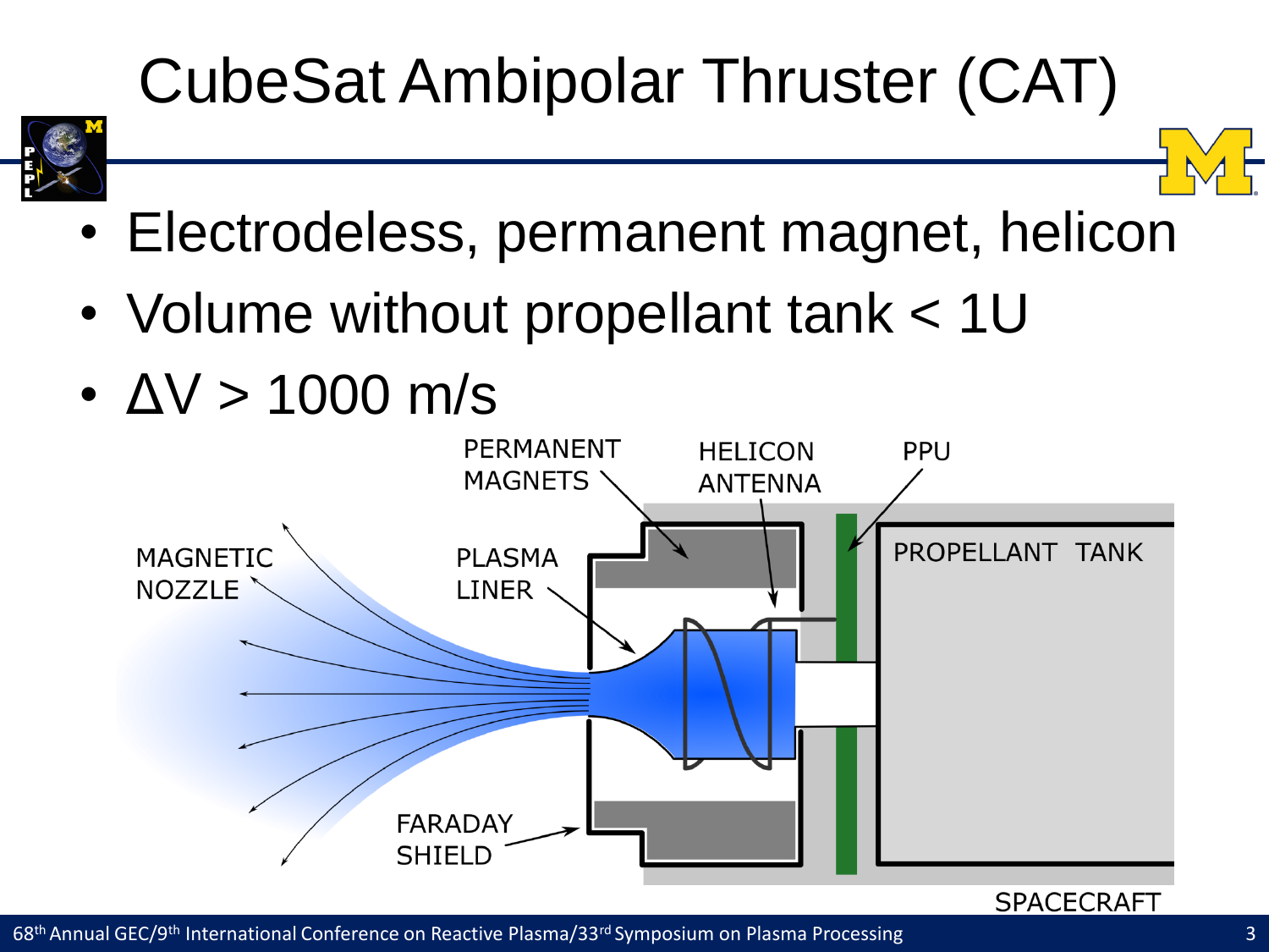# CubeSat Ambipolar Thruster (CAT)

- Electrodeless, permanent magnet, helicon
- Volume without propellant tank < 1U
- $\Delta V > 1000$ m/s

PERMANENT MAGNETS

HELICON ANTENNA

PPU

MAGNETIC NOZZLE

PLASMA LINER

PROPELLANT TANK

FARADAY SHIELD

SPACECRAFT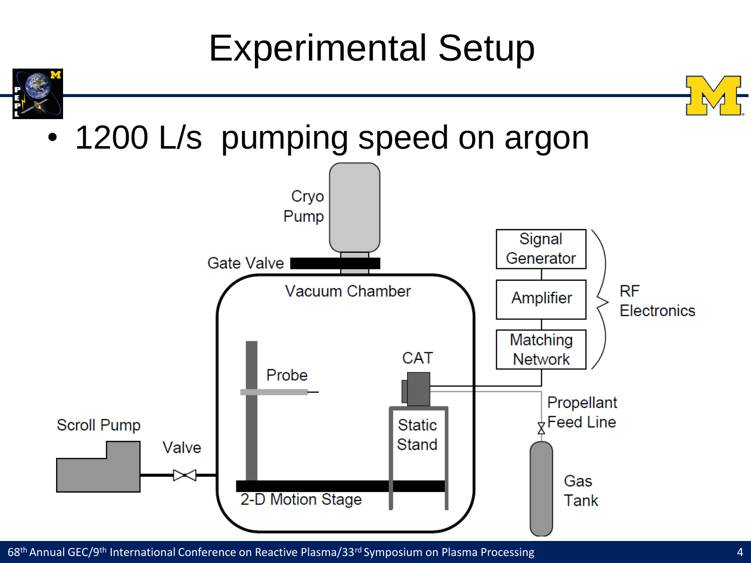# Experimental Setup

- 1200 L/s pumping speed on argon

Cryo Pump

Gate Valve

Vacuum Chamber

Signal Generator

Amplifier

Matching Network

RF Electronics

Probe

CAT

Static Stand

Propellant Feed Line

Scroll Pump

Valve

2-D Motion Stage

Gas Tank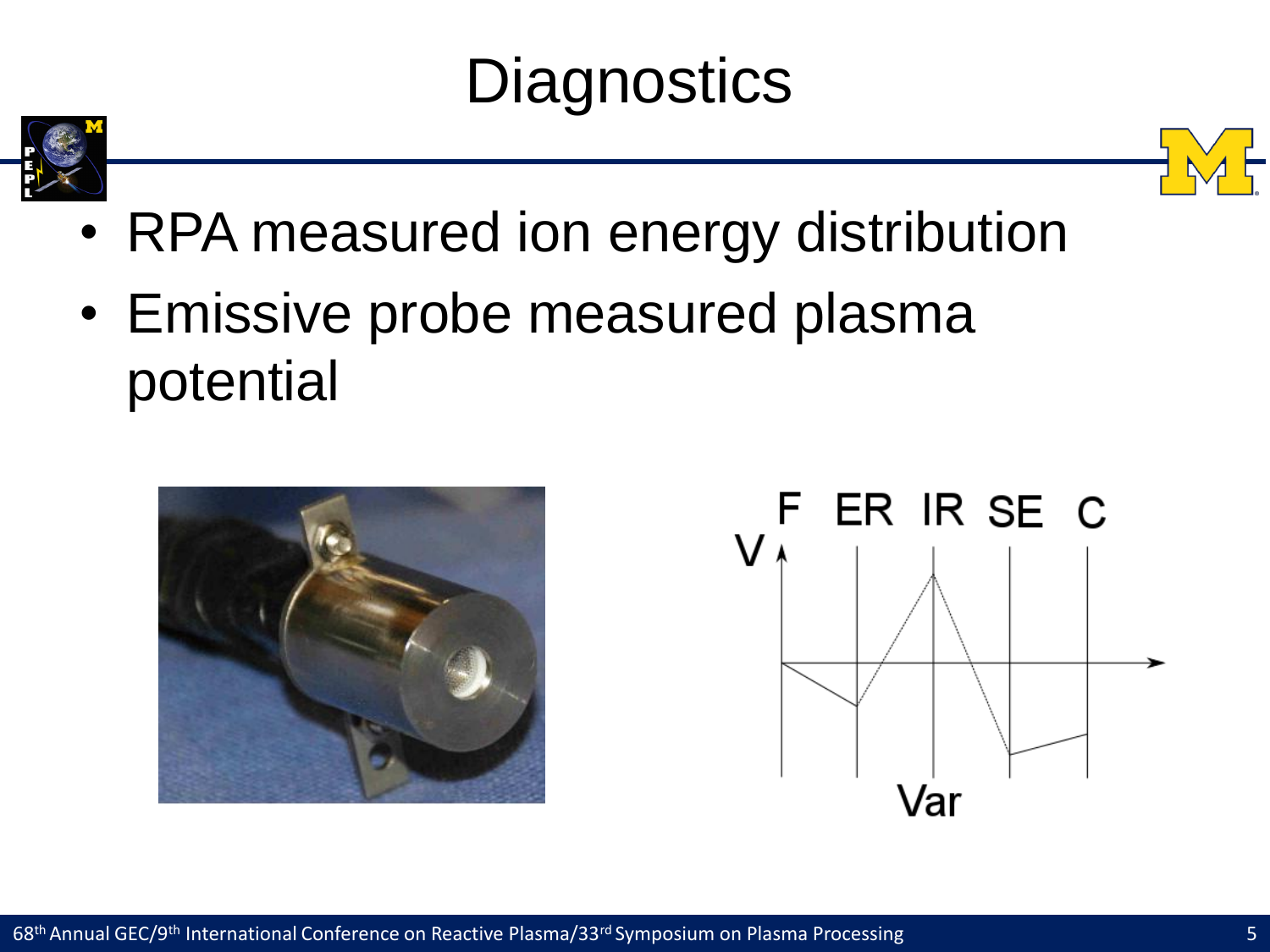# Diagnostics

- RPA measured ion energy distribution
- Emissive probe measured plasma potential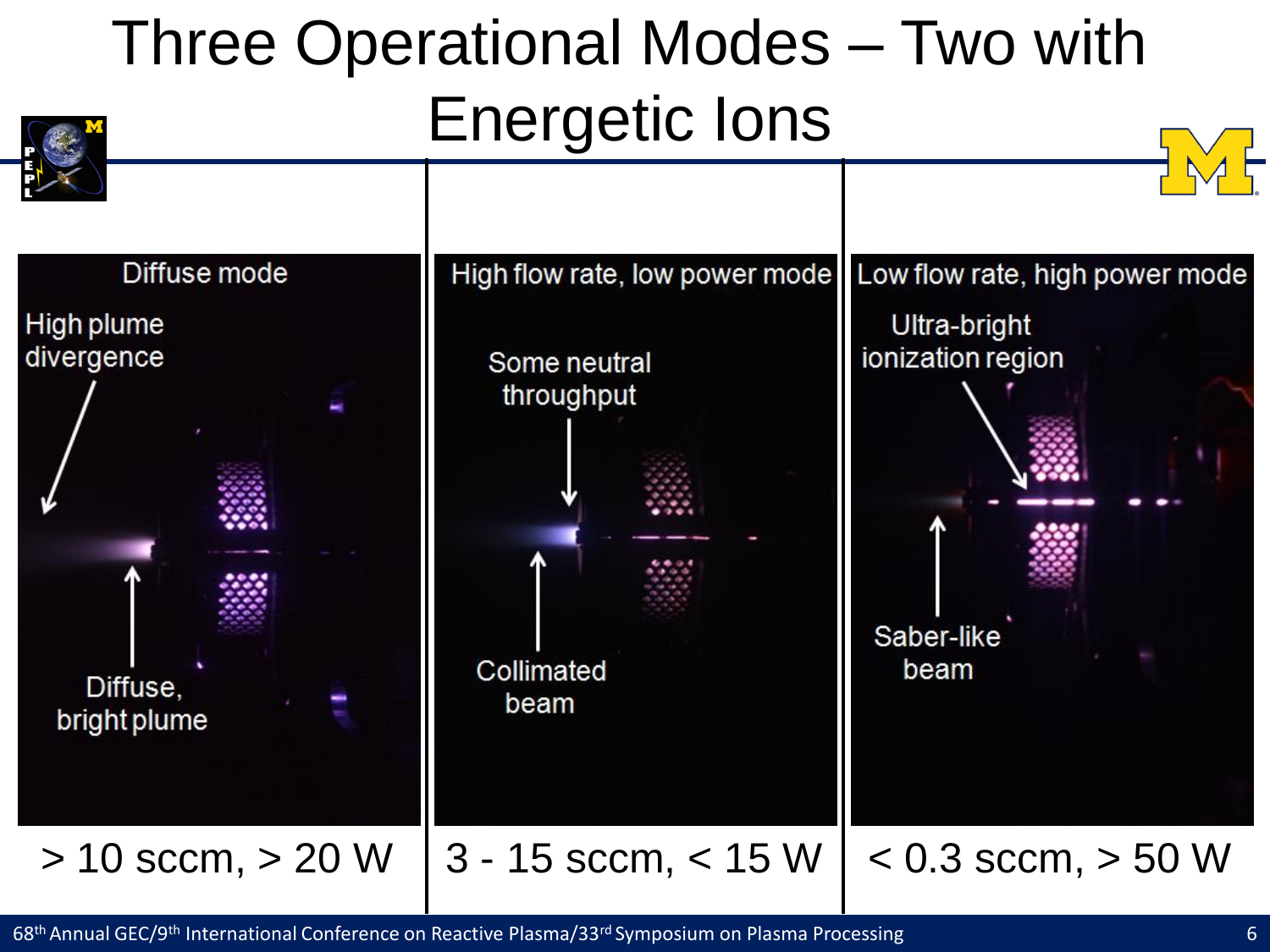# Three Operational Modes – Two with Energetic Ions

| Diffuse mode | High flow rate, low power mode | Low flow rate, high power mode |
| --- | --- | --- |
| High plume divergence | Some neutral throughput | Ultra-bright ionization region |
| Diffuse, bright plume | Collimated beam | Saber-like beam |
| > 10 sccm, > 20 W | 3 - 15 sccm, < 15 W | < 0.3 sccm, > 50 W |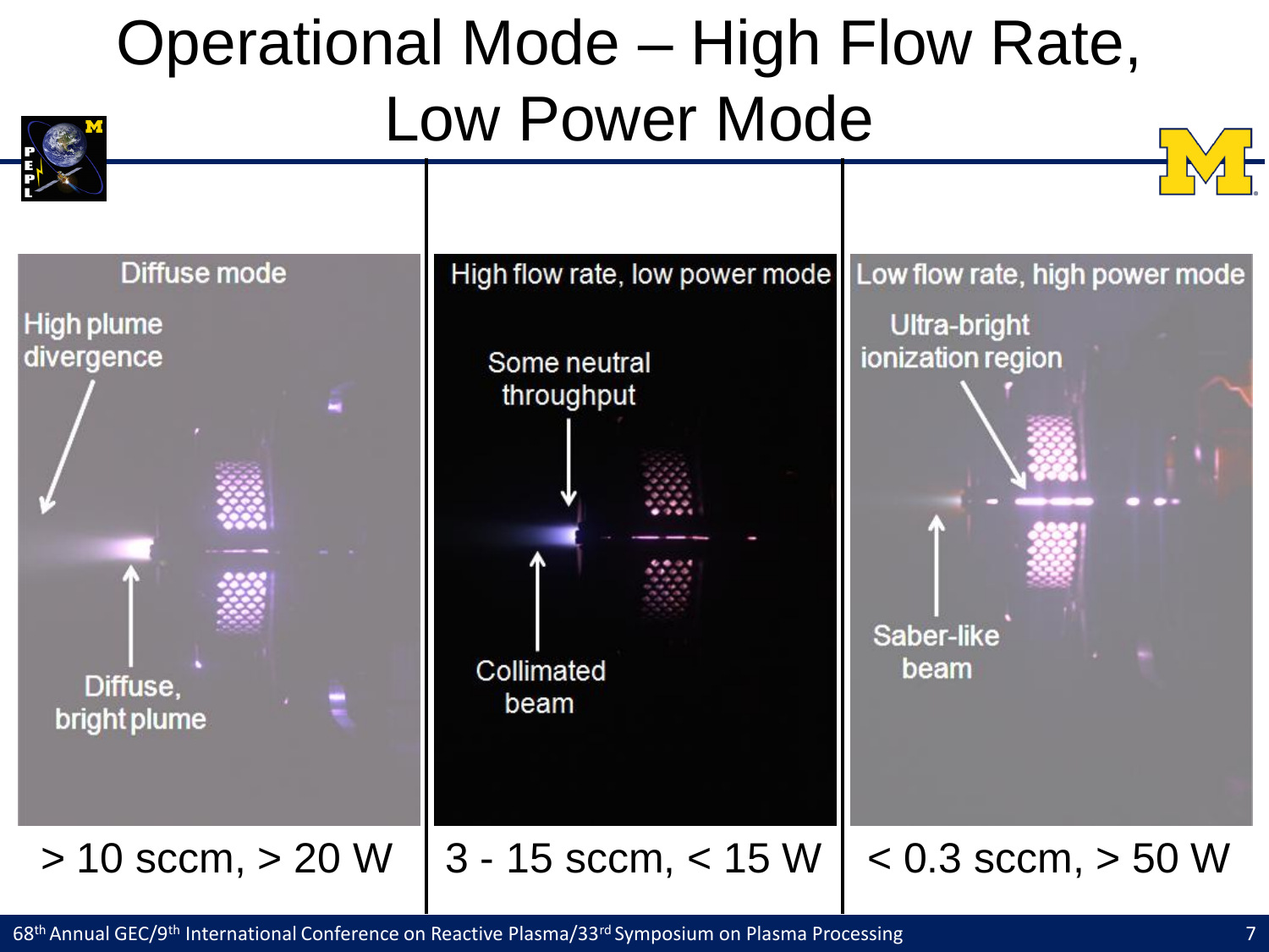# Operational Mode – High Flow Rate, Low Power Mode

| Diffuse mode | High flow rate, low power mode | Low flow rate, high power mode |
|---|---|---|
| High plume divergence | Some neutral throughput | Ultra-bright ionization region |
| Diffuse, bright plume | Collimated beam | Saber-like beam |
| > 10 sccm, > 20 W | 3 - 15 sccm, < 15 W | < 0.3 sccm, > 50 W |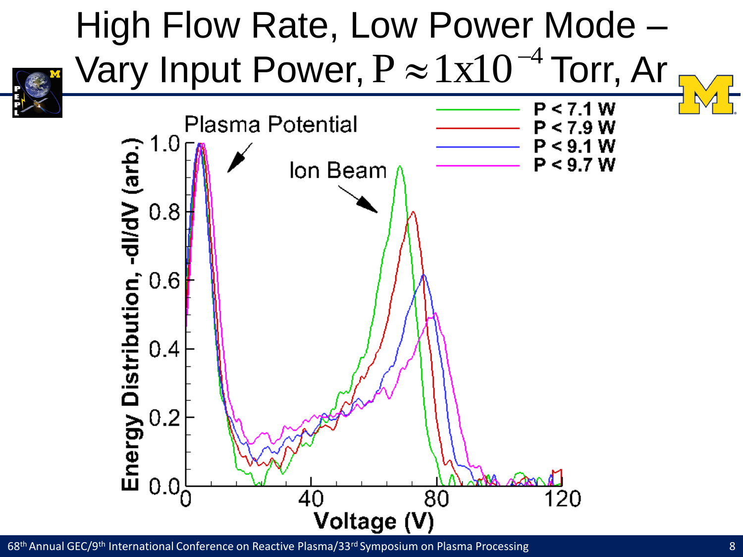# High Flow Rate, Low Power Mode – Vary Input Power, $P \approx 1 \times 10^{-4}$ Torr, Ar

Plasma Potential

Ion Beam

- P < 7.1 W
- P < 7.9 W
- P < 9.1 W
- P < 9.7 W

Energy Distribution, -dI/dV (arb.)

Voltage (V)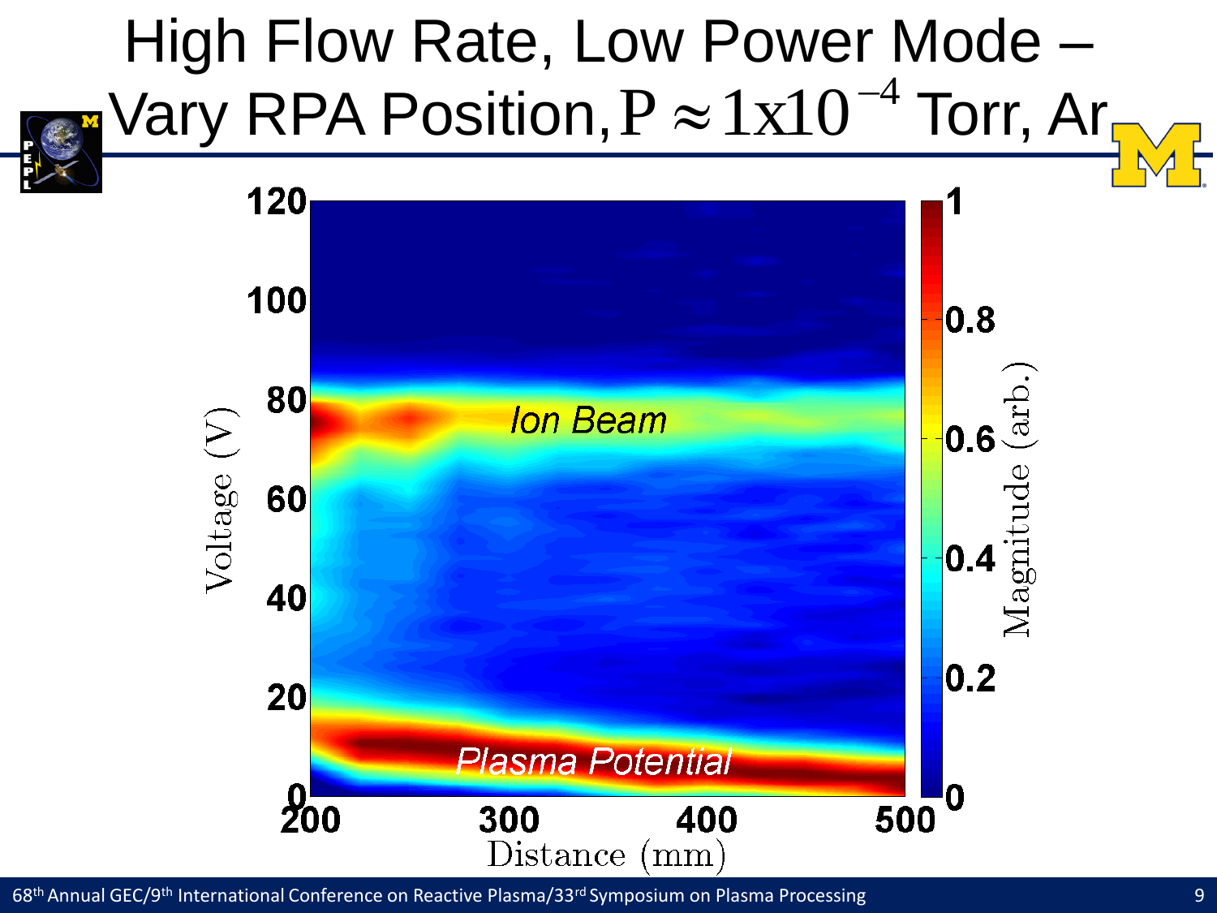# High Flow Rate, Low Power Mode – Vary RPA Position, $P \approx 1\text{x}10^{-4}$ Torr, Ar

Ion Beam

Plasma Potential

Voltage (V)

Distance (mm)

Magnitude (arb.)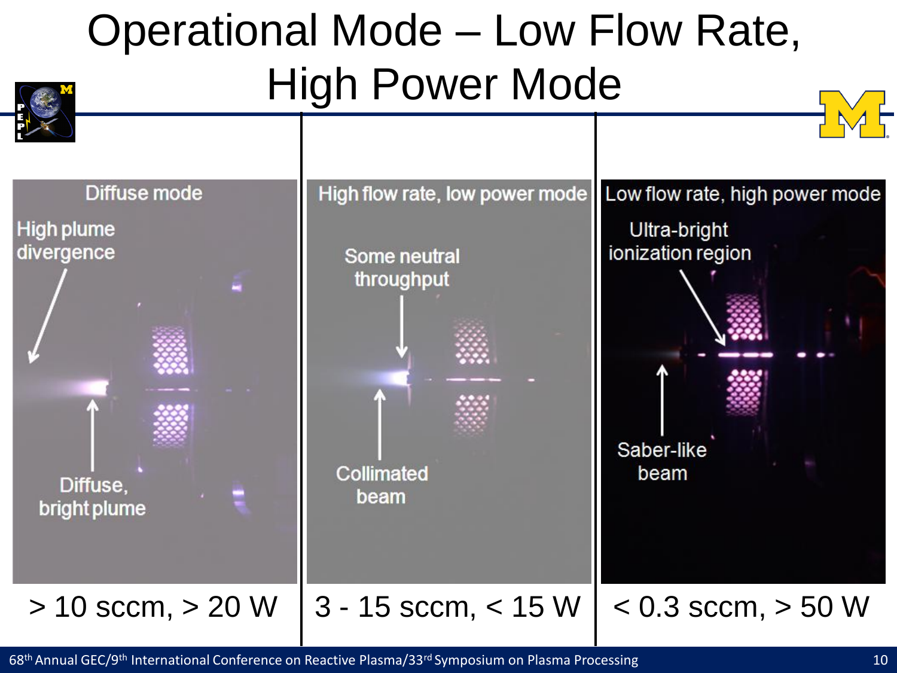# Operational Mode – Low Flow Rate, High Power Mode

| > 10 sccm, > 20 W | 3 - 15 sccm, < 15 W | < 0.3 sccm, > 50 W |
|---|---|---|
| Diffuse mode | High flow rate, low power mode | Low flow rate, high power mode |
| High plume divergence; Diffuse, bright plume | Some neutral throughput; Collimated beam | Ultra-bright ionization region; Saber-like beam |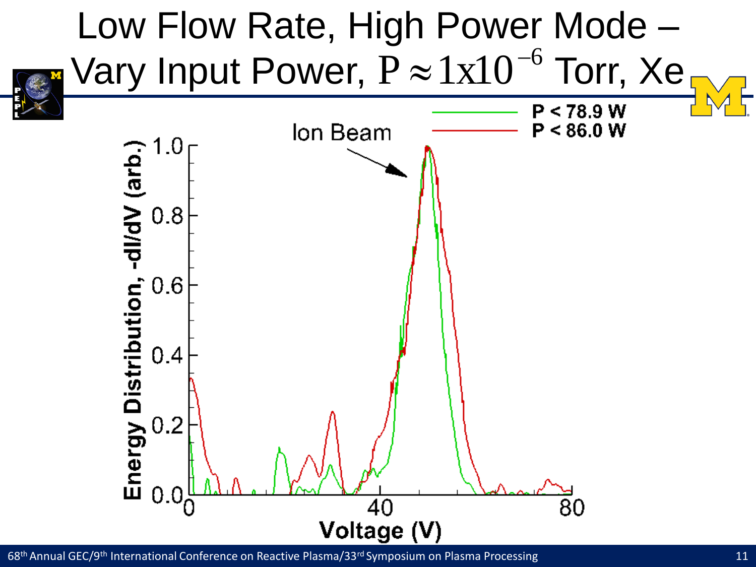# Low Flow Rate, High Power Mode – Vary Input Power, $P \approx 1 \times 10^{-6}$ Torr, Xe

P < 78.9 W

P < 86.0 W

Ion Beam

Energy Distribution, -dI/dV (arb.)

Voltage (V)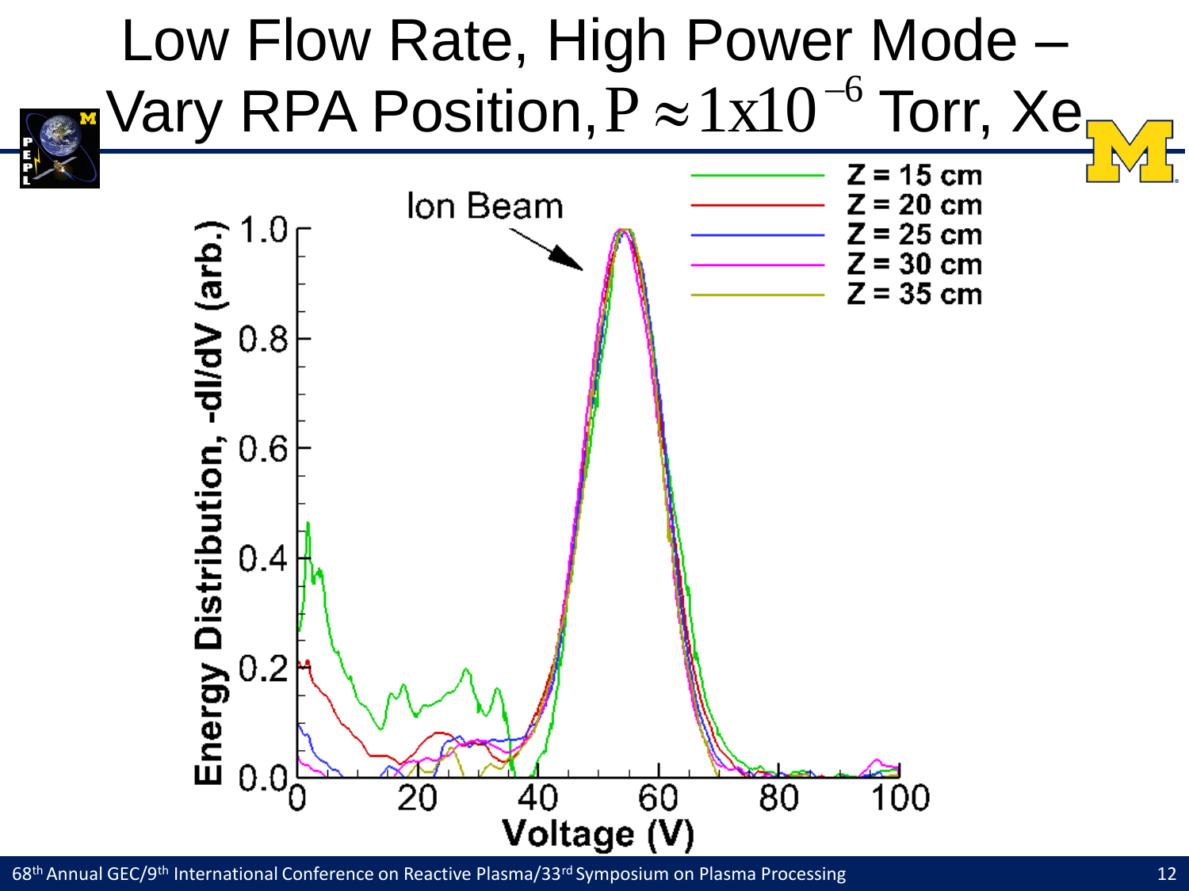# Low Flow Rate, High Power Mode – Vary RPA Position, $P \approx 1x10^{-6}$ Torr, Xe

Ion Beam

Z = 15 cm
Z = 20 cm
Z = 25 cm
Z = 30 cm
Z = 35 cm

Energy Distribution, -dI/dV (arb.)

Voltage (V)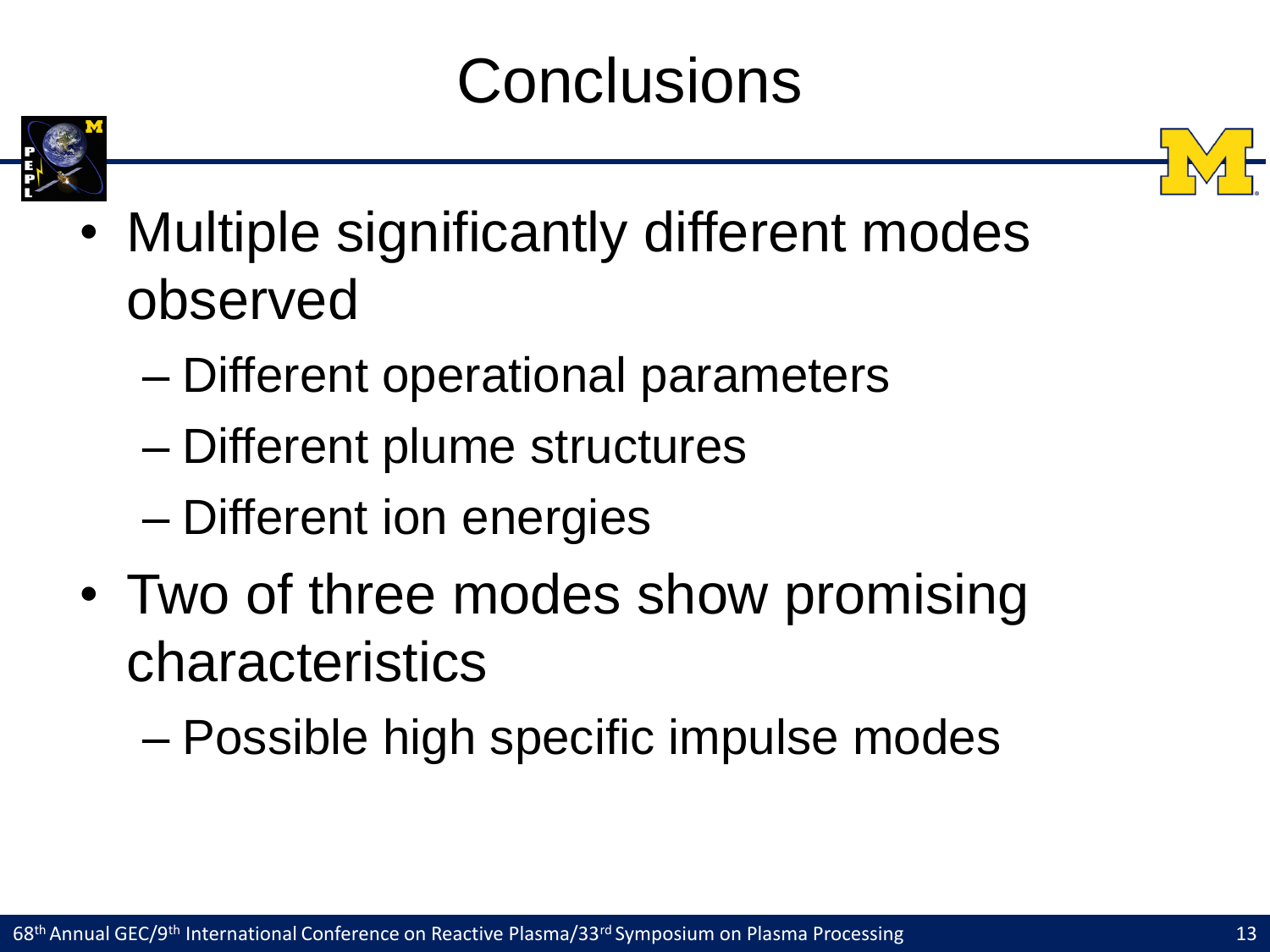# Conclusions

- Multiple significantly different modes observed
  - Different operational parameters
  - Different plume structures
  - Different ion energies
- Two of three modes show promising characteristics
  - Possible high specific impulse modes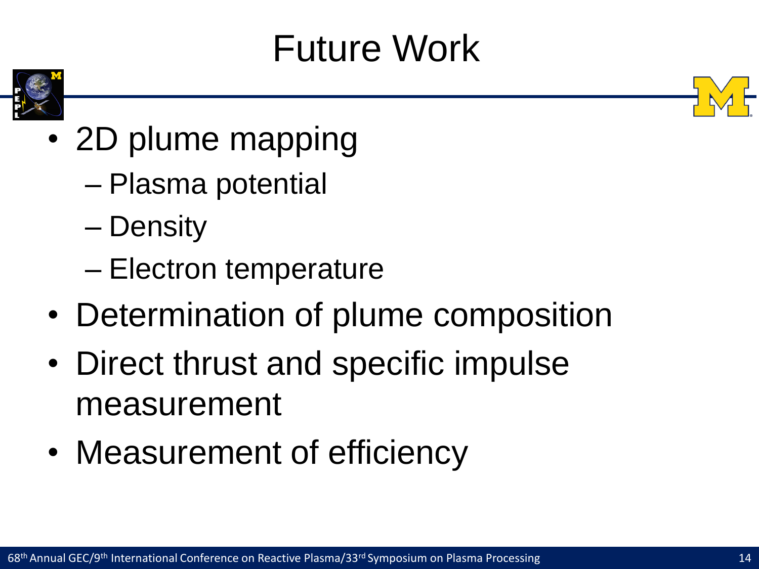# Future Work

- 2D plume mapping
  - Plasma potential
  - Density
  - Electron temperature
- Determination of plume composition
- Direct thrust and specific impulse measurement
- Measurement of efficiency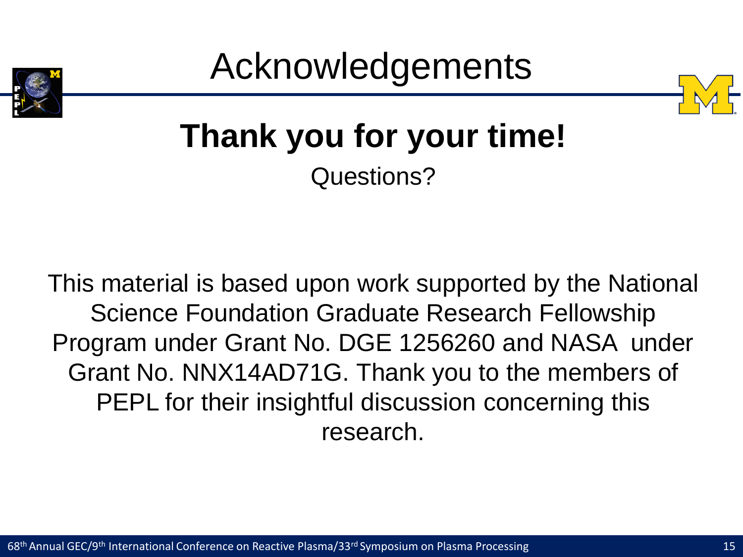# Acknowledgements

## Thank you for your time!

Questions?

This material is based upon work supported by the National Science Foundation Graduate Research Fellowship Program under Grant No. DGE 1256260 and NASA under Grant No. NNX14AD71G. Thank you to the members of PEPL for their insightful discussion concerning this research.